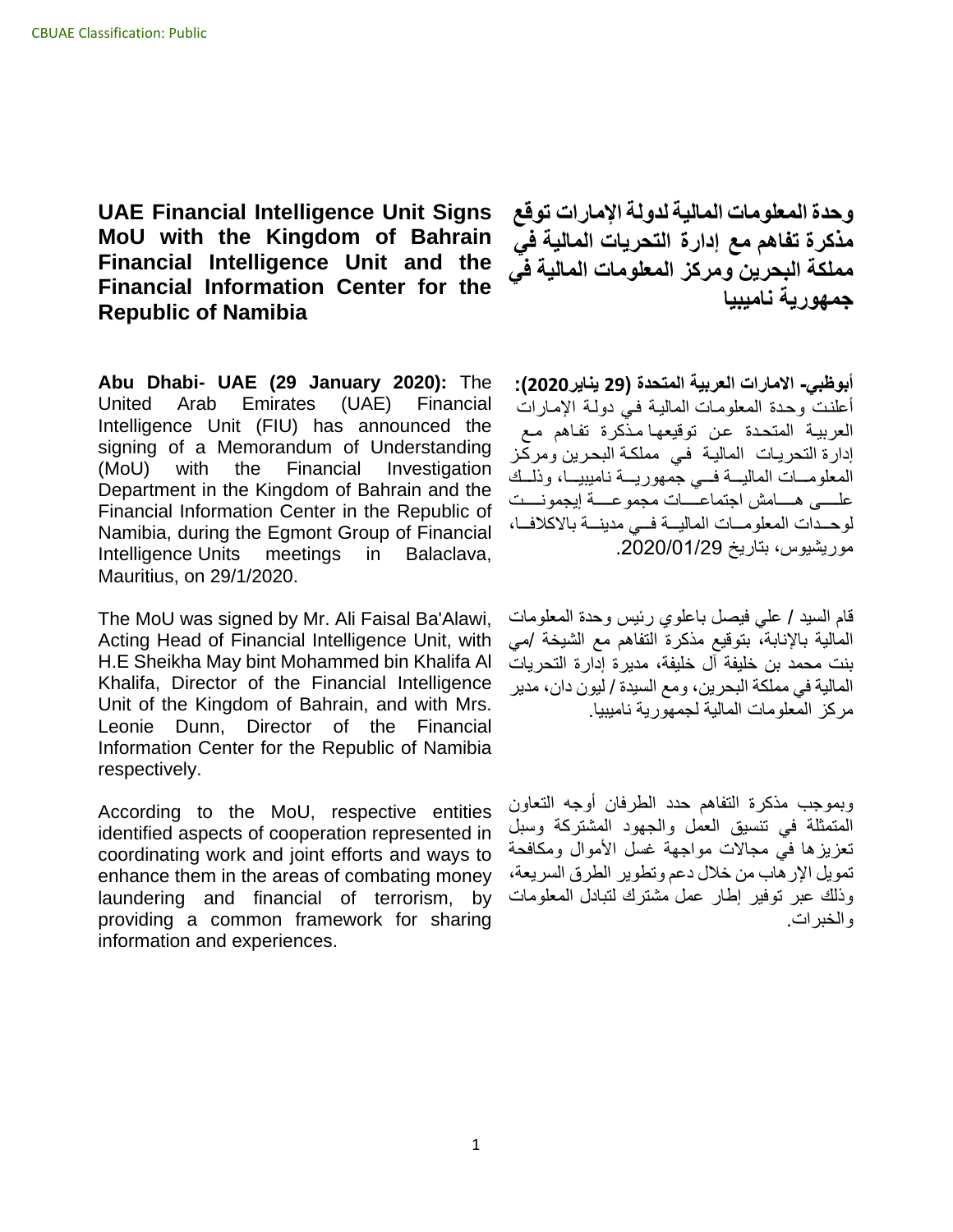CBUAE Classification: Public

# UAE Financial Intelligence Unit Signs MoU with the Kingdom of Bahrain Financial Intelligence Unit and the Financial Information Center for the Republic of Namibia

**Abu Dhabi- UAE (29 January 2020):** The United Arab Emirates (UAE) Financial Intelligence Unit (FIU) has announced the signing of a Memorandum of Understanding (MoU) with the Financial Investigation Department in the Kingdom of Bahrain and the Financial Information Center in the Republic of Namibia, during the Egmont Group of Financial Intelligence Units meetings in Balaclava, Mauritius, on 29/1/2020.

The MoU was signed by Mr. Ali Faisal Ba'Alawi, Acting Head of Financial Intelligence Unit, with H.E Sheikha May bint Mohammed bin Khalifa Al Khalifa, Director of the Financial Intelligence Unit of the Kingdom of Bahrain, and with Mrs. Leonie Dunn, Director of the Financial Information Center for the Republic of Namibia respectively.

According to the MoU, respective entities identified aspects of cooperation represented in coordinating work and joint efforts and ways to enhance them in the areas of combating money laundering and financial of terrorism, by providing a common framework for sharing information and experiences.

# وحدة المعلومات المالية لدولة الإمارات توقع مذكرة تفاهم مع إدارة التحريات المالية في مملكة البحرين ومركز المعلومات المالية في جمهورية ناميبيا

**أبوظبي- الامارات العربية المتحدة (29 يناير2020):** أعلنت وحدة المعلومات المالية في دولة الإمارات العربية المتحدة عن توقيعها مذكرة تفاهم مع إدارة التحريات المالية في مملكة البحرين ومركز المعلومات المالية في جمهورية ناميبيا، وذلك على هامش اجتماعات مجموعة إيجمونت لوحدات المعلومات المالية في مدينة بالاكلافا، موريشيوس، بتاريخ 2020/01/29.

قام السيد / علي فيصل باعلوي رئيس وحدة المعلومات المالية بالإنابة، بتوقيع مذكرة التفاهم مع الشيخة /مي بنت محمد بن خليفة آل خليفة، مديرة إدارة التحريات المالية في مملكة البحرين، ومع السيدة / ليون دان، مدير مركز المعلومات المالية لجمهورية ناميبيا.

وبموجب مذكرة التفاهم حدد الطرفان أوجه التعاون المتمثلة في تنسيق العمل والجهود المشتركة وسبل تعزيزها في مجالات مواجهة غسل الأموال ومكافحة تمويل الإرهاب من خلال دعم وتطوير الطرق السريعة، وذلك عبر توفير إطار عمل مشترك لتبادل المعلومات والخبرات.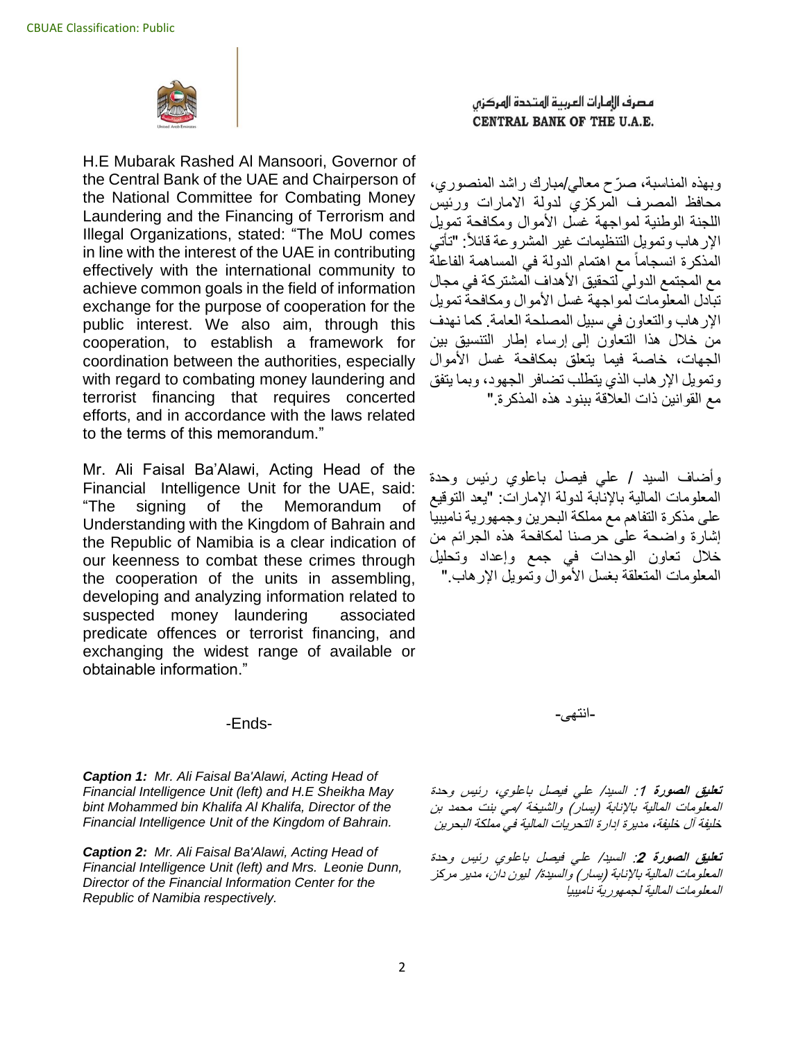CBUAE Classification: Public

مصرف الإمارات العربية المتحدة المركزي
CENTRAL BANK OF THE U.A.E.

H.E Mubarak Rashed Al Mansoori, Governor of the Central Bank of the UAE and Chairperson of the National Committee for Combating Money Laundering and the Financing of Terrorism and Illegal Organizations, stated: "The MoU comes in line with the interest of the UAE in contributing effectively with the international community to achieve common goals in the field of information exchange for the purpose of cooperation for the public interest. We also aim, through this cooperation, to establish a framework for coordination between the authorities, especially with regard to combating money laundering and terrorist financing that requires concerted efforts, and in accordance with the laws related to the terms of this memorandum."

Mr. Ali Faisal Ba'Alawi, Acting Head of the Financial Intelligence Unit for the UAE, said: "The signing of the Memorandum of Understanding with the Kingdom of Bahrain and the Republic of Namibia is a clear indication of our keenness to combat these crimes through the cooperation of the units in assembling, developing and analyzing information related to suspected money laundering associated predicate offences or terrorist financing, and exchanging the widest range of available or obtainable information."

-Ends-

***Caption 1:*** *Mr. Ali Faisal Ba'Alawi, Acting Head of Financial Intelligence Unit (left) and H.E Sheikha May bint Mohammed bin Khalifa Al Khalifa, Director of the Financial Intelligence Unit of the Kingdom of Bahrain.*

***Caption 2:*** *Mr. Ali Faisal Ba'Alawi, Acting Head of Financial Intelligence Unit (left) and Mrs. Leonie Dunn, Director of the Financial Information Center for the Republic of Namibia respectively.*

وبهذه المناسبة، صرّح معالي/مبارك راشد المنصوري، محافظ المصرف المركزي لدولة الامارات ورئيس اللجنة الوطنية لمواجهة غسل الأموال ومكافحة تمويل الإرهاب وتمويل التنظيمات غير المشروعة قائلاً: "تأتي المذكرة انسجاماً مع اهتمام الدولة في المساهمة الفاعلة مع المجتمع الدولي لتحقيق الأهداف المشتركة في مجال تبادل المعلومات لمواجهة غسل الأموال ومكافحة تمويل الإرهاب والتعاون في سبيل المصلحة العامة. كما نهدف من خلال هذا التعاون إلى إرساء إطار التنسيق بين الجهات، خاصة فيما يتعلق بمكافحة غسل الأموال وتمويل الإرهاب الذي يتطلب تضافر الجهود، وبما يتفق مع القوانين ذات العلاقة ببنود هذه المذكرة."

وأضاف السيد / علي فيصل باعلوي رئيس وحدة المعلومات المالية بالإنابة لدولة الإمارات: "يعد التوقيع على مذكرة التفاهم مع مملكة البحرين وجمهورية ناميبيا إشارة واضحة على حرصنا لمكافحة هذه الجرائم من خلال تعاون الوحدات في جمع وإعداد وتحليل المعلومات المتعلقة بغسل الأموال وتمويل الإرهاب."

-انتهى-

***تعليق الصورة 1:*** *السيد/ علي فيصل باعلوي، رئيس وحدة المعلومات المالية بالإنابة (يسار) والشيخة /مي بنت محمد بن خليفة آل خليفة، مديرة إدارة التحريات المالية في مملكة البحرين*

***تعليق الصورة 2:*** *السيد/ علي فيصل باعلوي رئيس وحدة المعلومات المالية بالإنابة (يسار) والسيدة/ ليون دان، مدير مركز المعلومات المالية لجمهورية ناميبيا*